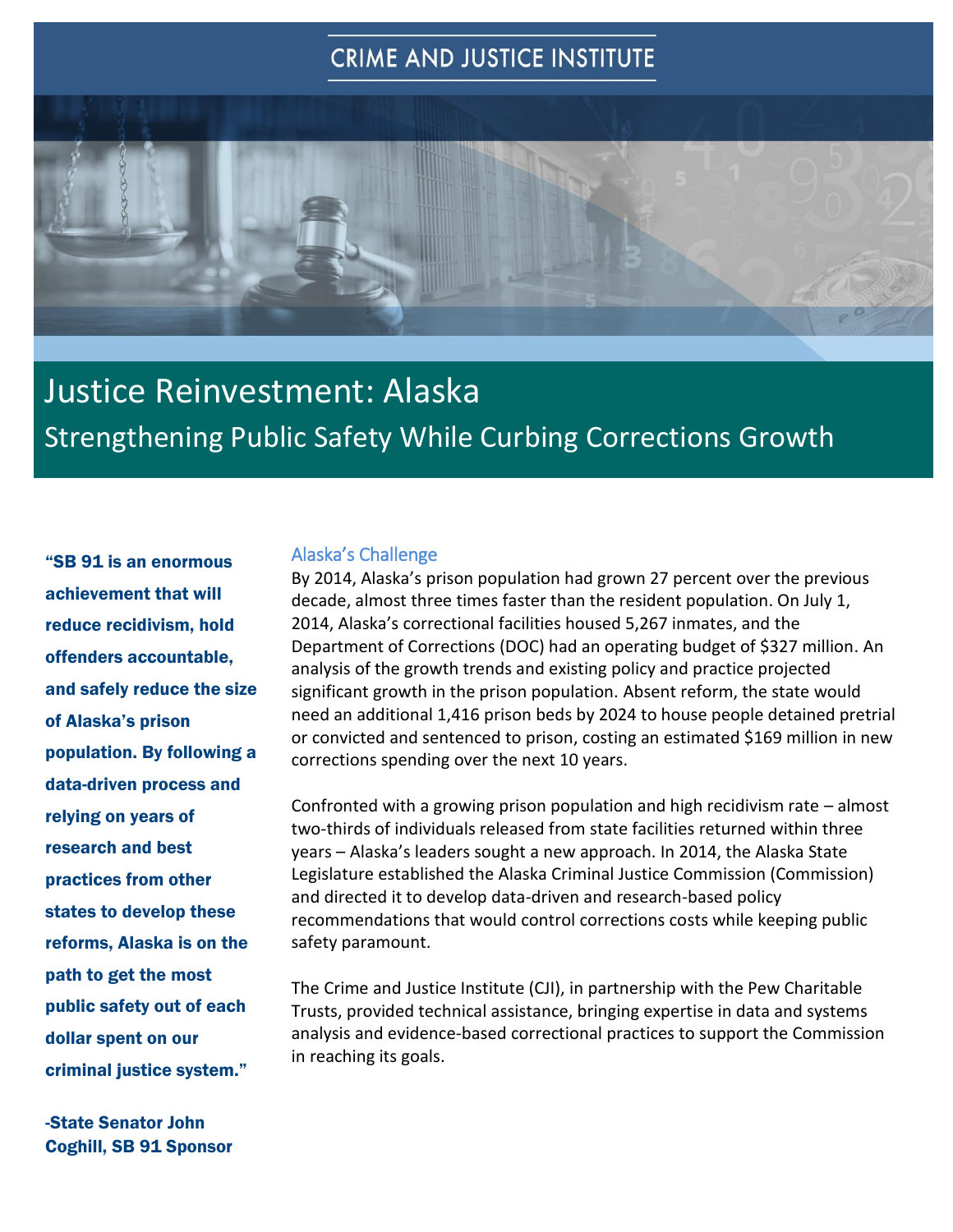CRIME AND JUSTICE INSTITUTE

# Justice Reinvestment: Alaska

## Strengthening Public Safety While Curbing Corrections Growth

**"SB 91 is an enormous achievement that will reduce recidivism, hold offenders accountable, and safely reduce the size of Alaska's prison population. By following a data-driven process and relying on years of research and best practices from other states to develop these reforms, Alaska is on the path to get the most public safety out of each dollar spent on our criminal justice system."**

**-State Senator John Coghill, SB 91 Sponsor**

### Alaska's Challenge

By 2014, Alaska's prison population had grown 27 percent over the previous decade, almost three times faster than the resident population. On July 1, 2014, Alaska's correctional facilities housed 5,267 inmates, and the Department of Corrections (DOC) had an operating budget of $327 million. An analysis of the growth trends and existing policy and practice projected significant growth in the prison population. Absent reform, the state would need an additional 1,416 prison beds by 2024 to house people detained pretrial or convicted and sentenced to prison, costing an estimated $169 million in new corrections spending over the next 10 years.

Confronted with a growing prison population and high recidivism rate – almost two-thirds of individuals released from state facilities returned within three years – Alaska's leaders sought a new approach. In 2014, the Alaska State Legislature established the Alaska Criminal Justice Commission (Commission) and directed it to develop data-driven and research-based policy recommendations that would control corrections costs while keeping public safety paramount.

The Crime and Justice Institute (CJI), in partnership with the Pew Charitable Trusts, provided technical assistance, bringing expertise in data and systems analysis and evidence-based correctional practices to support the Commission in reaching its goals.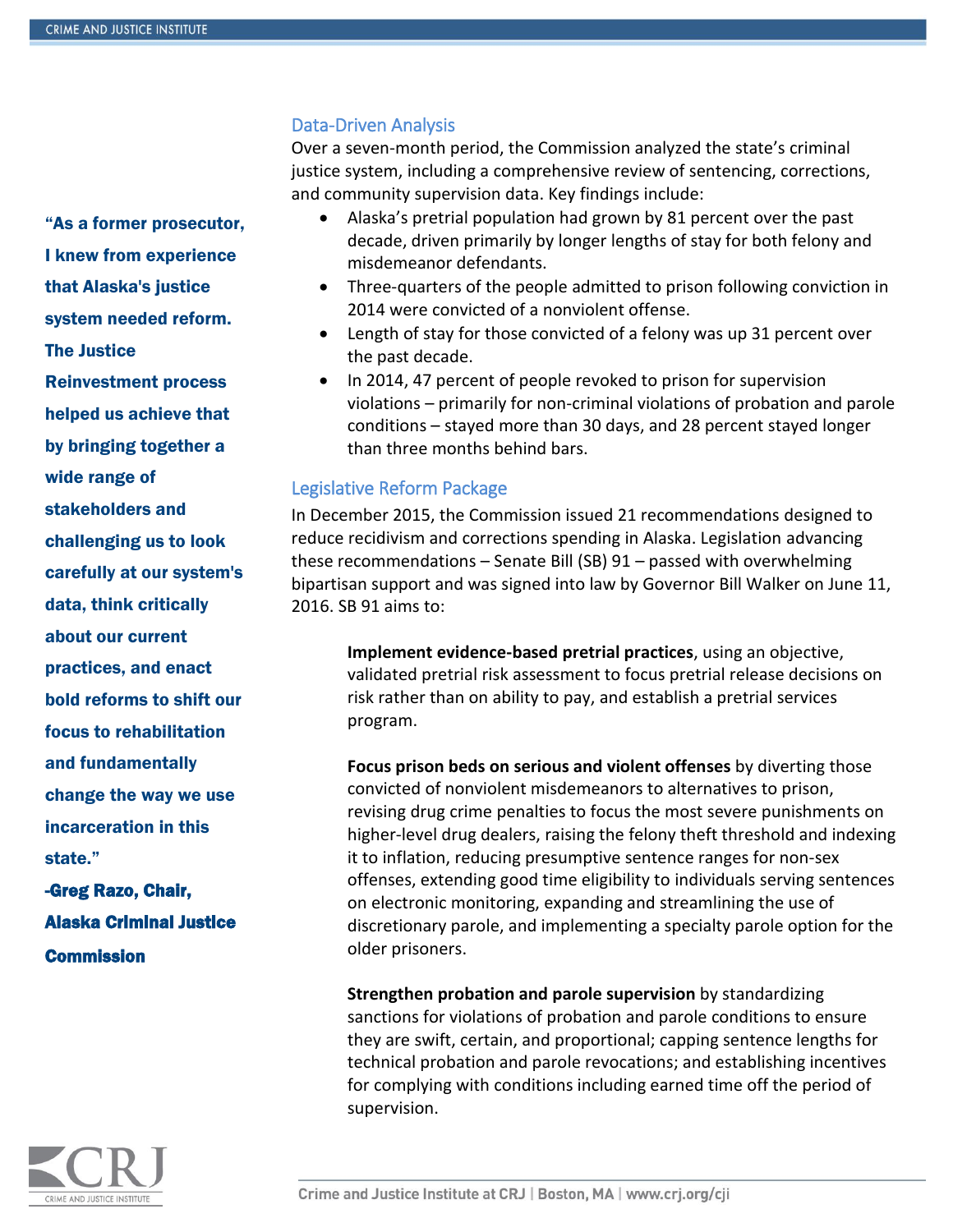## Data-Driven Analysis

Over a seven-month period, the Commission analyzed the state's criminal justice system, including a comprehensive review of sentencing, corrections, and community supervision data. Key findings include:

- Alaska's pretrial population had grown by 81 percent over the past decade, driven primarily by longer lengths of stay for both felony and misdemeanor defendants.
- Three-quarters of the people admitted to prison following conviction in 2014 were convicted of a nonviolent offense.
- Length of stay for those convicted of a felony was up 31 percent over the past decade.
- In 2014, 47 percent of people revoked to prison for supervision violations – primarily for non-criminal violations of probation and parole conditions – stayed more than 30 days, and 28 percent stayed longer than three months behind bars.

**"As a former prosecutor, I knew from experience that Alaska's justice system needed reform. The Justice Reinvestment process helped us achieve that by bringing together a wide range of stakeholders and challenging us to look carefully at our system's data, think critically about our current practices, and enact bold reforms to shift our focus to rehabilitation and fundamentally change the way we use incarceration in this state."**

**-Greg Razo, Chair, Alaska Criminal Justice Commission**

## Legislative Reform Package

In December 2015, the Commission issued 21 recommendations designed to reduce recidivism and corrections spending in Alaska. Legislation advancing these recommendations – Senate Bill (SB) 91 – passed with overwhelming bipartisan support and was signed into law by Governor Bill Walker on June 11, 2016. SB 91 aims to:

**Implement evidence-based pretrial practices**, using an objective, validated pretrial risk assessment to focus pretrial release decisions on risk rather than on ability to pay, and establish a pretrial services program.

**Focus prison beds on serious and violent offenses** by diverting those convicted of nonviolent misdemeanors to alternatives to prison, revising drug crime penalties to focus the most severe punishments on higher-level drug dealers, raising the felony theft threshold and indexing it to inflation, reducing presumptive sentence ranges for non-sex offenses, extending good time eligibility to individuals serving sentences on electronic monitoring, expanding and streamlining the use of discretionary parole, and implementing a specialty parole option for the older prisoners.

**Strengthen probation and parole supervision** by standardizing sanctions for violations of probation and parole conditions to ensure they are swift, certain, and proportional; capping sentence lengths for technical probation and parole revocations; and establishing incentives for complying with conditions including earned time off the period of supervision.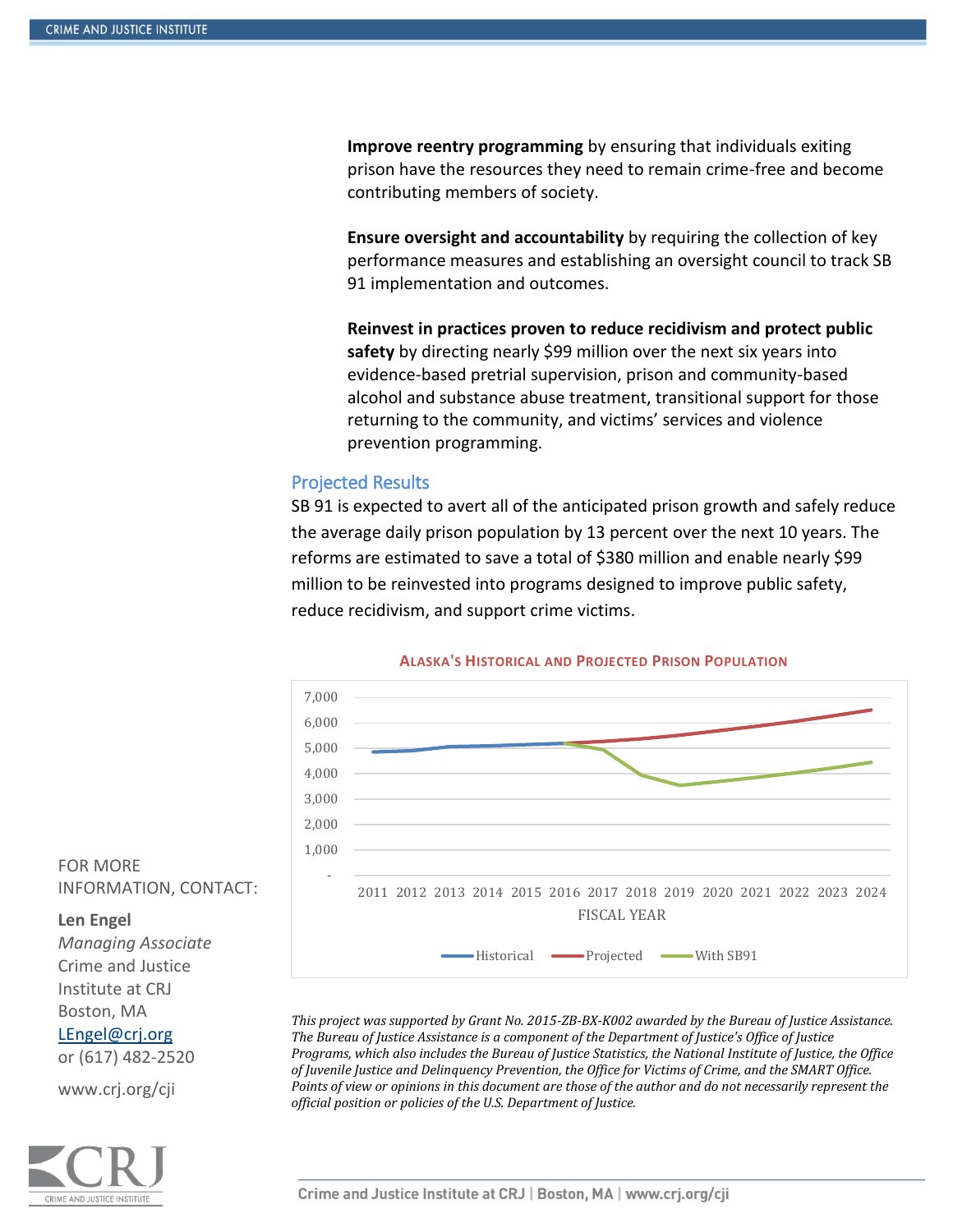**Improve reentry programming** by ensuring that individuals exiting prison have the resources they need to remain crime-free and become contributing members of society.

**Ensure oversight and accountability** by requiring the collection of key performance measures and establishing an oversight council to track SB 91 implementation and outcomes.

**Reinvest in practices proven to reduce recidivism and protect public safety** by directing nearly $99 million over the next six years into evidence-based pretrial supervision, prison and community-based alcohol and substance abuse treatment, transitional support for those returning to the community, and victims' services and violence prevention programming.

## Projected Results

SB 91 is expected to avert all of the anticipated prison growth and safely reduce the average daily prison population by 13 percent over the next 10 years. The reforms are estimated to save a total of $380 million and enable nearly $99 million to be reinvested into programs designed to improve public safety, reduce recidivism, and support crime victims.

ALASKA'S HISTORICAL AND PROJECTED PRISON POPULATION

7,000
6,000
5,000
4,000
3,000
2,000
1,000
-

2011 2012 2013 2014 2015 2016 2017 2018 2019 2020 2021 2022 2023 2024

FISCAL YEAR

Historical Projected With SB91

FOR MORE INFORMATION, CONTACT:

**Len Engel**
*Managing Associate*
Crime and Justice Institute at CRJ
Boston, MA
[LEngel@crj.org](mailto:LEngel@crj.org)
or (617) 482-2520

www.crj.org/cji

*This project was supported by Grant No. 2015-ZB-BX-K002 awarded by the Bureau of Justice Assistance. The Bureau of Justice Assistance is a component of the Department of Justice's Office of Justice Programs, which also includes the Bureau of Justice Statistics, the National Institute of Justice, the Office of Juvenile Justice and Delinquency Prevention, the Office for Victims of Crime, and the SMART Office. Points of view or opinions in this document are those of the author and do not necessarily represent the official position or policies of the U.S. Department of Justice.*